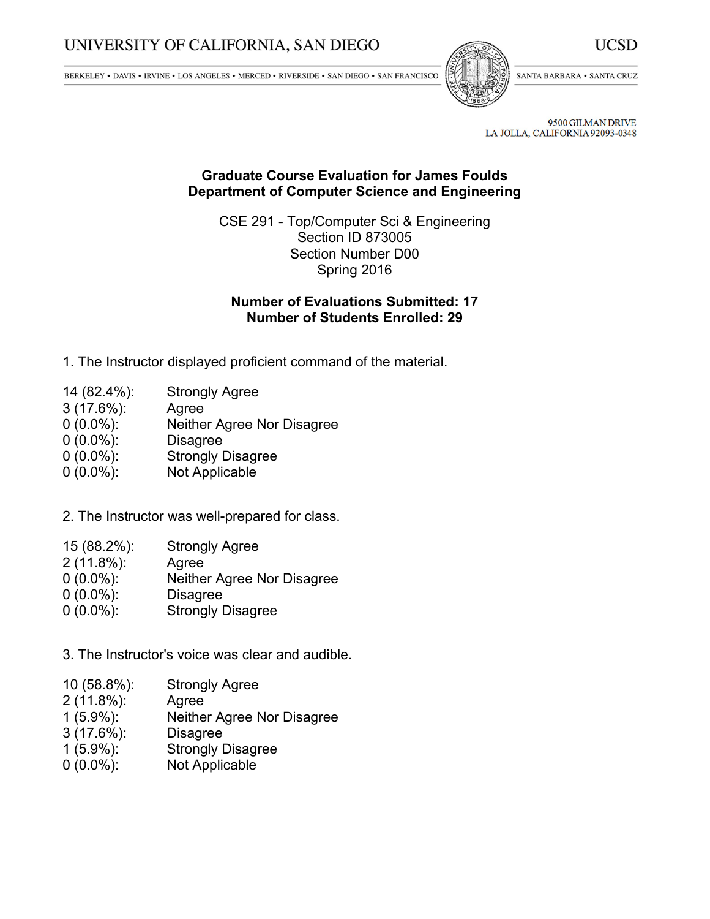UNIVERSITY OF CALIFORNIA, SAN DIEGO — UCSD

BERKELEY • DAVIS • IRVINE • LOS ANGELES • MERCED • RIVERSIDE • SAN DIEGO • SAN FRANCISCO — SANTA BARBARA • SANTA CRUZ

9500 GILMAN DRIVE
LA JOLLA, CALIFORNIA 92093-0348

**Graduate Course Evaluation for James Foulds**
**Department of Computer Science and Engineering**

CSE 291 - Top/Computer Sci & Engineering
Section ID 873005
Section Number D00
Spring 2016

**Number of Evaluations Submitted: 17**
**Number of Students Enrolled: 29**

1. The Instructor displayed proficient command of the material.

| | |
|---|---|
| 14 (82.4%): | Strongly Agree |
| 3 (17.6%): | Agree |
| 0 (0.0%): | Neither Agree Nor Disagree |
| 0 (0.0%): | Disagree |
| 0 (0.0%): | Strongly Disagree |
| 0 (0.0%): | Not Applicable |

2. The Instructor was well-prepared for class.

| | |
|---|---|
| 15 (88.2%): | Strongly Agree |
| 2 (11.8%): | Agree |
| 0 (0.0%): | Neither Agree Nor Disagree |
| 0 (0.0%): | Disagree |
| 0 (0.0%): | Strongly Disagree |

3. The Instructor's voice was clear and audible.

| | |
|---|---|
| 10 (58.8%): | Strongly Agree |
| 2 (11.8%): | Agree |
| 1 (5.9%): | Neither Agree Nor Disagree |
| 3 (17.6%): | Disagree |
| 1 (5.9%): | Strongly Disagree |
| 0 (0.0%): | Not Applicable |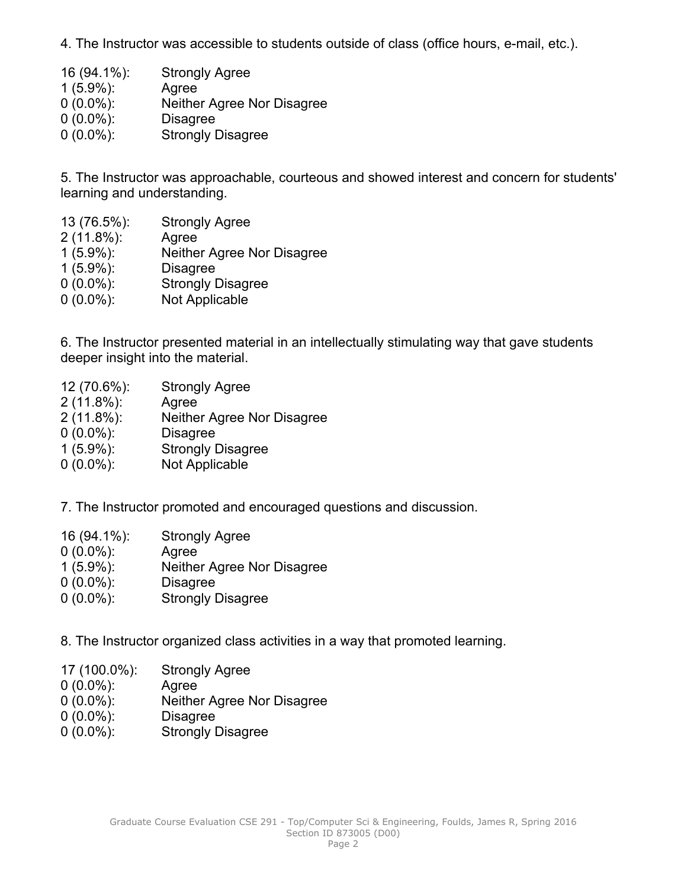4. The Instructor was accessible to students outside of class (office hours, e-mail, etc.).

| | |
|---|---|
| 16 (94.1%): | Strongly Agree |
| 1 (5.9%): | Agree |
| 0 (0.0%): | Neither Agree Nor Disagree |
| 0 (0.0%): | Disagree |
| 0 (0.0%): | Strongly Disagree |

5. The Instructor was approachable, courteous and showed interest and concern for students' learning and understanding.

| | |
|---|---|
| 13 (76.5%): | Strongly Agree |
| 2 (11.8%): | Agree |
| 1 (5.9%): | Neither Agree Nor Disagree |
| 1 (5.9%): | Disagree |
| 0 (0.0%): | Strongly Disagree |
| 0 (0.0%): | Not Applicable |

6. The Instructor presented material in an intellectually stimulating way that gave students deeper insight into the material.

| | |
|---|---|
| 12 (70.6%): | Strongly Agree |
| 2 (11.8%): | Agree |
| 2 (11.8%): | Neither Agree Nor Disagree |
| 0 (0.0%): | Disagree |
| 1 (5.9%): | Strongly Disagree |
| 0 (0.0%): | Not Applicable |

7. The Instructor promoted and encouraged questions and discussion.

| | |
|---|---|
| 16 (94.1%): | Strongly Agree |
| 0 (0.0%): | Agree |
| 1 (5.9%): | Neither Agree Nor Disagree |
| 0 (0.0%): | Disagree |
| 0 (0.0%): | Strongly Disagree |

8. The Instructor organized class activities in a way that promoted learning.

| | |
|---|---|
| 17 (100.0%): | Strongly Agree |
| 0 (0.0%): | Agree |
| 0 (0.0%): | Neither Agree Nor Disagree |
| 0 (0.0%): | Disagree |
| 0 (0.0%): | Strongly Disagree |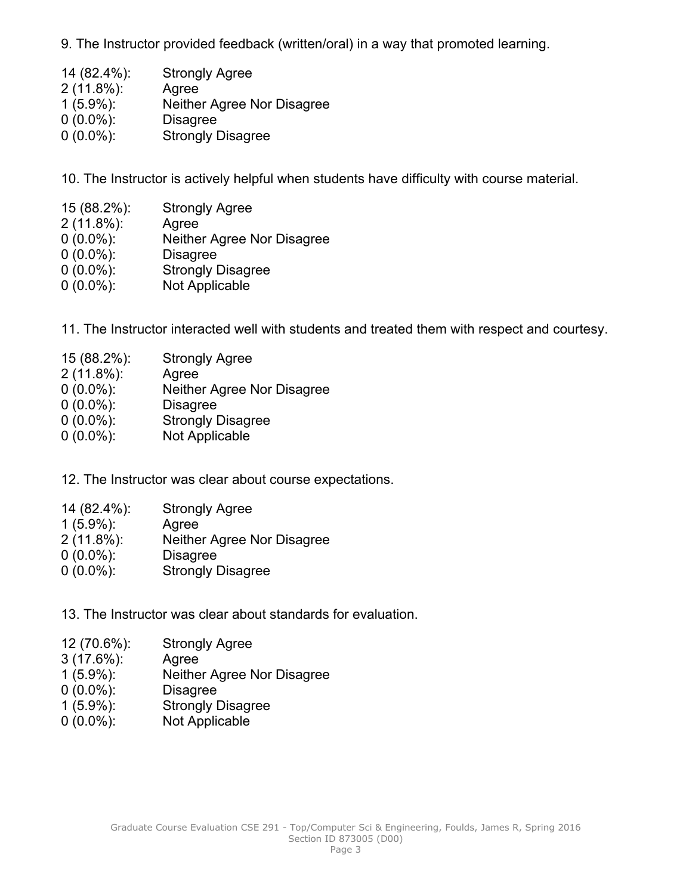9. The Instructor provided feedback (written/oral) in a way that promoted learning.

| | |
|---|---|
| 14 (82.4%): | Strongly Agree |
| 2 (11.8%): | Agree |
| 1 (5.9%): | Neither Agree Nor Disagree |
| 0 (0.0%): | Disagree |
| 0 (0.0%): | Strongly Disagree |

10. The Instructor is actively helpful when students have difficulty with course material.

| | |
|---|---|
| 15 (88.2%): | Strongly Agree |
| 2 (11.8%): | Agree |
| 0 (0.0%): | Neither Agree Nor Disagree |
| 0 (0.0%): | Disagree |
| 0 (0.0%): | Strongly Disagree |
| 0 (0.0%): | Not Applicable |

11. The Instructor interacted well with students and treated them with respect and courtesy.

| | |
|---|---|
| 15 (88.2%): | Strongly Agree |
| 2 (11.8%): | Agree |
| 0 (0.0%): | Neither Agree Nor Disagree |
| 0 (0.0%): | Disagree |
| 0 (0.0%): | Strongly Disagree |
| 0 (0.0%): | Not Applicable |

12. The Instructor was clear about course expectations.

| | |
|---|---|
| 14 (82.4%): | Strongly Agree |
| 1 (5.9%): | Agree |
| 2 (11.8%): | Neither Agree Nor Disagree |
| 0 (0.0%): | Disagree |
| 0 (0.0%): | Strongly Disagree |

13. The Instructor was clear about standards for evaluation.

| | |
|---|---|
| 12 (70.6%): | Strongly Agree |
| 3 (17.6%): | Agree |
| 1 (5.9%): | Neither Agree Nor Disagree |
| 0 (0.0%): | Disagree |
| 1 (5.9%): | Strongly Disagree |
| 0 (0.0%): | Not Applicable |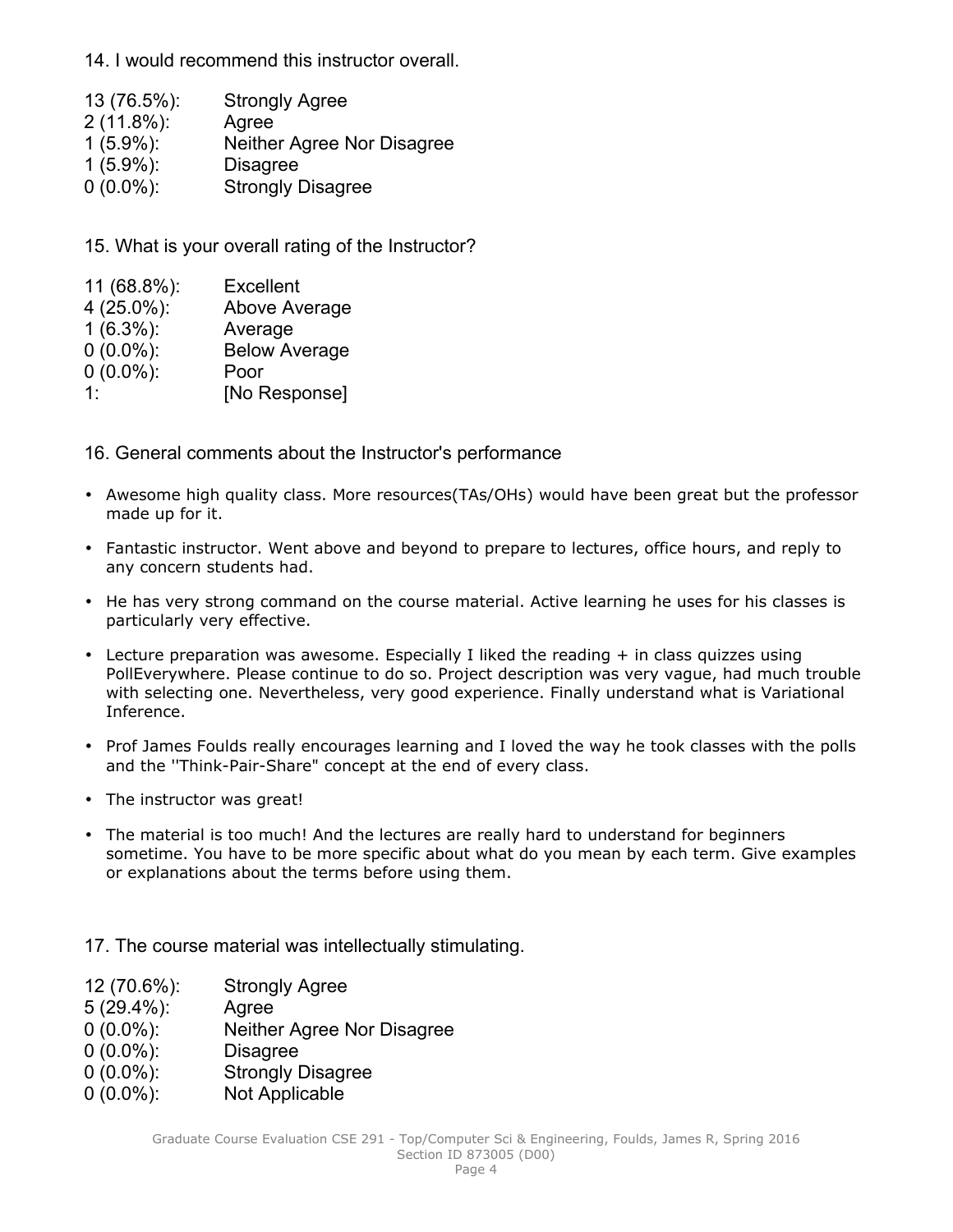14. I would recommend this instructor overall.

13 (76.5%): Strongly Agree
2 (11.8%): Agree
1 (5.9%): Neither Agree Nor Disagree
1 (5.9%): Disagree
0 (0.0%): Strongly Disagree

15. What is your overall rating of the Instructor?

11 (68.8%): Excellent
4 (25.0%): Above Average
1 (6.3%): Average
0 (0.0%): Below Average
0 (0.0%): Poor
1: [No Response]

16. General comments about the Instructor's performance

- Awesome high quality class. More resources(TAs/OHs) would have been great but the professor made up for it.
- Fantastic instructor. Went above and beyond to prepare to lectures, office hours, and reply to any concern students had.
- He has very strong command on the course material. Active learning he uses for his classes is particularly very effective.
- Lecture preparation was awesome. Especially I liked the reading + in class quizzes using PollEverywhere. Please continue to do so. Project description was very vague, had much trouble with selecting one. Nevertheless, very good experience. Finally understand what is Variational Inference.
- Prof James Foulds really encourages learning and I loved the way he took classes with the polls and the ''Think-Pair-Share" concept at the end of every class.
- The instructor was great!
- The material is too much! And the lectures are really hard to understand for beginners sometime. You have to be more specific about what do you mean by each term. Give examples or explanations about the terms before using them.

17. The course material was intellectually stimulating.

12 (70.6%): Strongly Agree
5 (29.4%): Agree
0 (0.0%): Neither Agree Nor Disagree
0 (0.0%): Disagree
0 (0.0%): Strongly Disagree
0 (0.0%): Not Applicable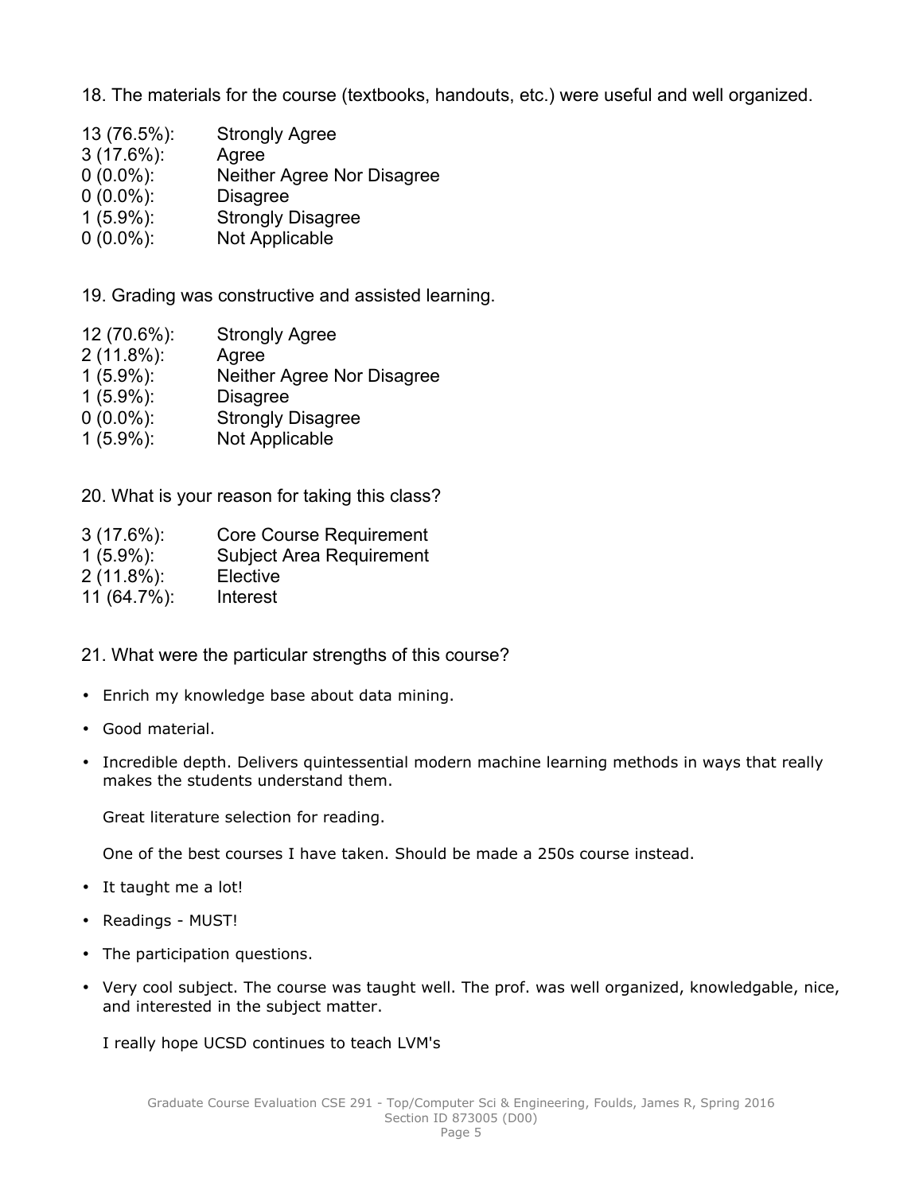18. The materials for the course (textbooks, handouts, etc.) were useful and well organized.

| | |
|---|---|
| 13 (76.5%): | Strongly Agree |
| 3 (17.6%): | Agree |
| 0 (0.0%): | Neither Agree Nor Disagree |
| 0 (0.0%): | Disagree |
| 1 (5.9%): | Strongly Disagree |
| 0 (0.0%): | Not Applicable |

19. Grading was constructive and assisted learning.

| | |
|---|---|
| 12 (70.6%): | Strongly Agree |
| 2 (11.8%): | Agree |
| 1 (5.9%): | Neither Agree Nor Disagree |
| 1 (5.9%): | Disagree |
| 0 (0.0%): | Strongly Disagree |
| 1 (5.9%): | Not Applicable |

20. What is your reason for taking this class?

| | |
|---|---|
| 3 (17.6%): | Core Course Requirement |
| 1 (5.9%): | Subject Area Requirement |
| 2 (11.8%): | Elective |
| 11 (64.7%): | Interest |

21. What were the particular strengths of this course?

- Enrich my knowledge base about data mining.
- Good material.
- Incredible depth. Delivers quintessential modern machine learning methods in ways that really makes the students understand them.

  Great literature selection for reading.

  One of the best courses I have taken. Should be made a 250s course instead.
- It taught me a lot!
- Readings - MUST!
- The participation questions.
- Very cool subject. The course was taught well. The prof. was well organized, knowledgable, nice, and interested in the subject matter.

  I really hope UCSD continues to teach LVM's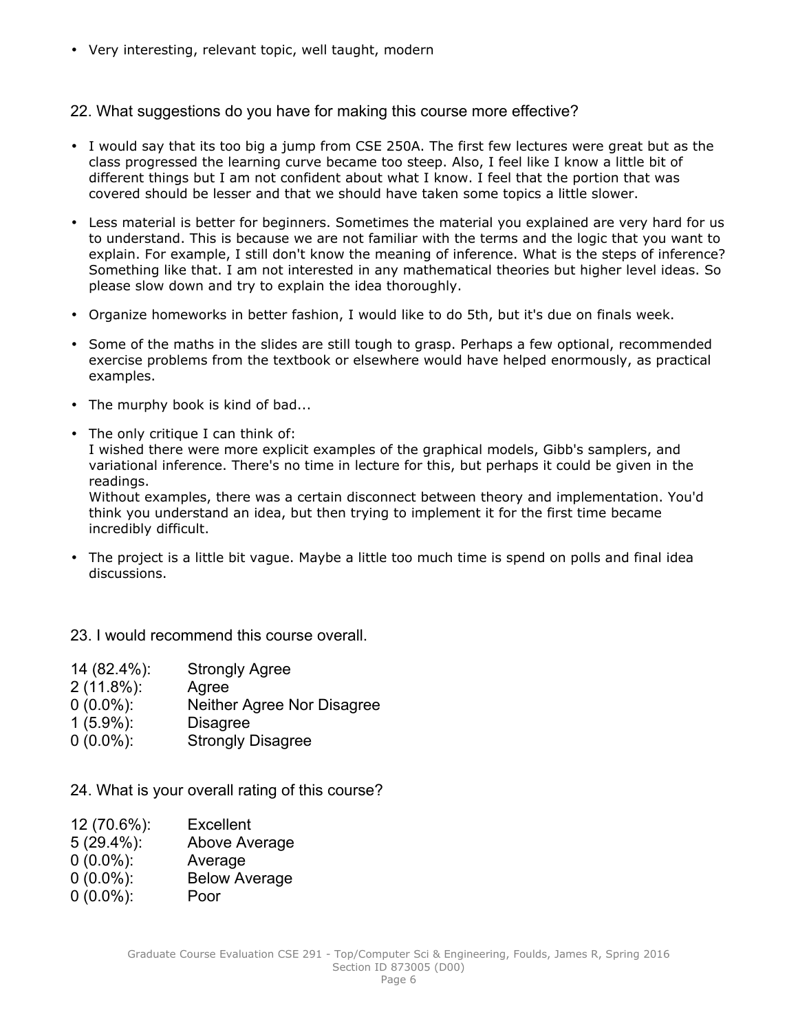- Very interesting, relevant topic, well taught, modern

## 22. What suggestions do you have for making this course more effective?

- I would say that its too big a jump from CSE 250A. The first few lectures were great but as the class progressed the learning curve became too steep. Also, I feel like I know a little bit of different things but I am not confident about what I know. I feel that the portion that was covered should be lesser and that we should have taken some topics a little slower.
- Less material is better for beginners. Sometimes the material you explained are very hard for us to understand. This is because we are not familiar with the terms and the logic that you want to explain. For example, I still don't know the meaning of inference. What is the steps of inference? Something like that. I am not interested in any mathematical theories but higher level ideas. So please slow down and try to explain the idea thoroughly.
- Organize homeworks in better fashion, I would like to do 5th, but it's due on finals week.
- Some of the maths in the slides are still tough to grasp. Perhaps a few optional, recommended exercise problems from the textbook or elsewhere would have helped enormously, as practical examples.
- The murphy book is kind of bad...
- The only critique I can think of:
  I wished there were more explicit examples of the graphical models, Gibb's samplers, and variational inference. There's no time in lecture for this, but perhaps it could be given in the readings.
  Without examples, there was a certain disconnect between theory and implementation. You'd think you understand an idea, but then trying to implement it for the first time became incredibly difficult.
- The project is a little bit vague. Maybe a little too much time is spend on polls and final idea discussions.

## 23. I would recommend this course overall.

| | |
|---|---|
| 14 (82.4%): | Strongly Agree |
| 2 (11.8%): | Agree |
| 0 (0.0%): | Neither Agree Nor Disagree |
| 1 (5.9%): | Disagree |
| 0 (0.0%): | Strongly Disagree |

## 24. What is your overall rating of this course?

| | |
|---|---|
| 12 (70.6%): | Excellent |
| 5 (29.4%): | Above Average |
| 0 (0.0%): | Average |
| 0 (0.0%): | Below Average |
| 0 (0.0%): | Poor |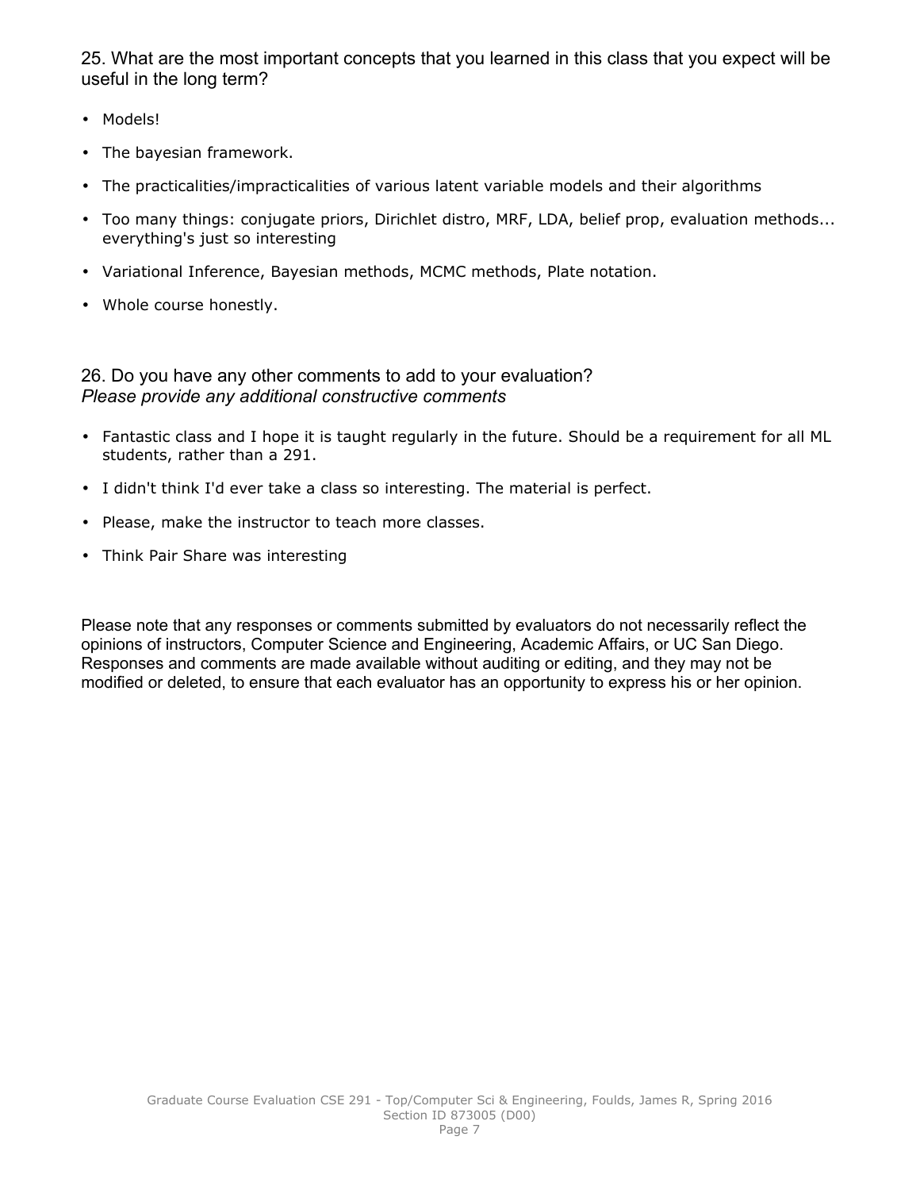25. What are the most important concepts that you learned in this class that you expect will be useful in the long term?

- Models!
- The bayesian framework.
- The practicalities/impracticalities of various latent variable models and their algorithms
- Too many things: conjugate priors, Dirichlet distro, MRF, LDA, belief prop, evaluation methods... everything's just so interesting
- Variational Inference, Bayesian methods, MCMC methods, Plate notation.
- Whole course honestly.

26. Do you have any other comments to add to your evaluation?
*Please provide any additional constructive comments*

- Fantastic class and I hope it is taught regularly in the future. Should be a requirement for all ML students, rather than a 291.
- I didn't think I'd ever take a class so interesting. The material is perfect.
- Please, make the instructor to teach more classes.
- Think Pair Share was interesting

Please note that any responses or comments submitted by evaluators do not necessarily reflect the opinions of instructors, Computer Science and Engineering, Academic Affairs, or UC San Diego. Responses and comments are made available without auditing or editing, and they may not be modified or deleted, to ensure that each evaluator has an opportunity to express his or her opinion.